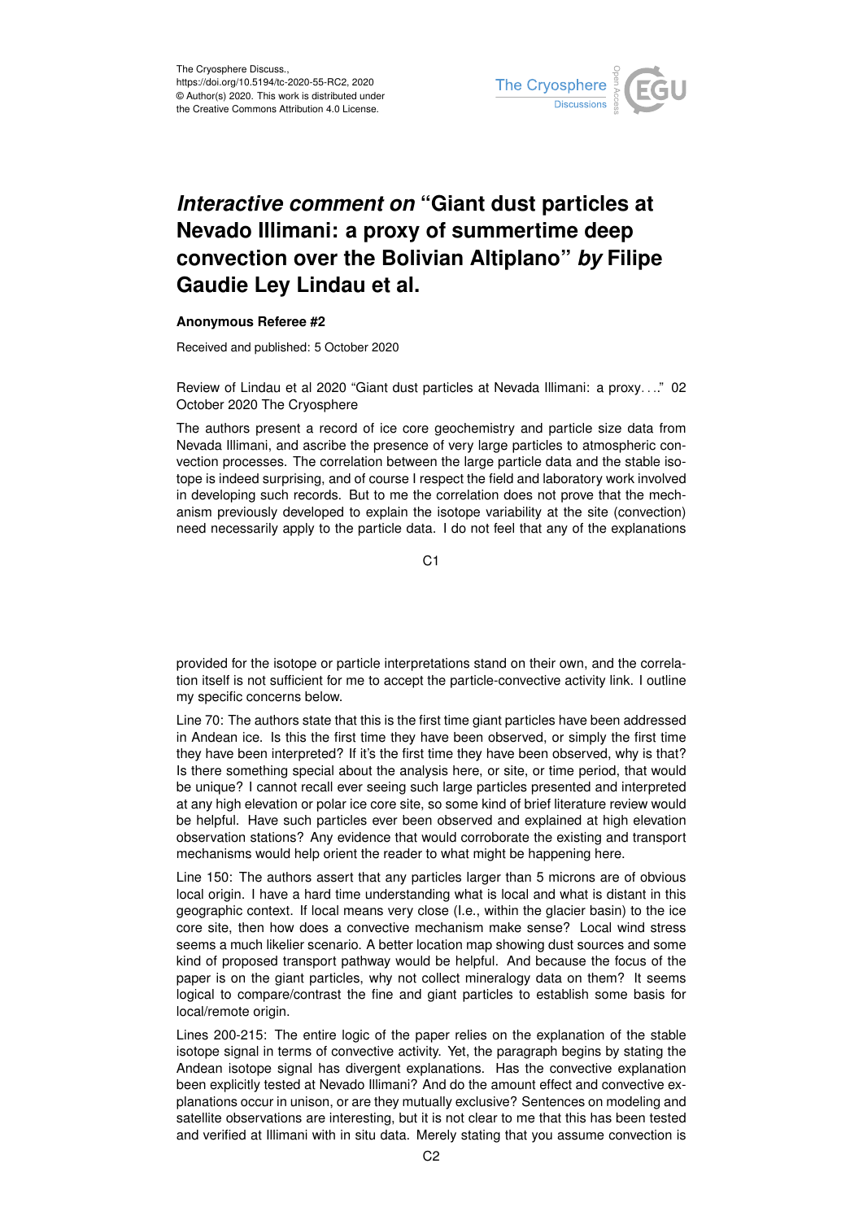# *Interactive comment on* "Giant dust particles at Nevado Illimani: a proxy of summertime deep convection over the Bolivian Altiplano" *by* Filipe Gaudie Ley Lindau et al.

### Anonymous Referee #2

Received and published: 5 October 2020

Review of Lindau et al 2020 "Giant dust particles at Nevada Illimani: a proxy. . .." 02 October 2020 The Cryosphere

The authors present a record of ice core geochemistry and particle size data from Nevada Illimani, and ascribe the presence of very large particles to atmospheric convection processes. The correlation between the large particle data and the stable isotope is indeed surprising, and of course I respect the field and laboratory work involved in developing such records. But to me the correlation does not prove that the mechanism previously developed to explain the isotope variability at the site (convection) need necessarily apply to the particle data. I do not feel that any of the explanations provided for the isotope or particle interpretations stand on their own, and the correlation itself is not sufficient for me to accept the particle-convective activity link. I outline my specific concerns below.

Line 70: The authors state that this is the first time giant particles have been addressed in Andean ice. Is this the first time they have been observed, or simply the first time they have been interpreted? If it's the first time they have been observed, why is that? Is there something special about the analysis here, or site, or time period, that would be unique? I cannot recall ever seeing such large particles presented and interpreted at any high elevation or polar ice core site, so some kind of brief literature review would be helpful. Have such particles ever been observed and explained at high elevation observation stations? Any evidence that would corroborate the existing and transport mechanisms would help orient the reader to what might be happening here.

Line 150: The authors assert that any particles larger than 5 microns are of obvious local origin. I have a hard time understanding what is local and what is distant in this geographic context. If local means very close (I.e., within the glacier basin) to the ice core site, then how does a convective mechanism make sense? Local wind stress seems a much likelier scenario. A better location map showing dust sources and some kind of proposed transport pathway would be helpful. And because the focus of the paper is on the giant particles, why not collect mineralogy data on them? It seems logical to compare/contrast the fine and giant particles to establish some basis for local/remote origin.

Lines 200-215: The entire logic of the paper relies on the explanation of the stable isotope signal in terms of convective activity. Yet, the paragraph begins by stating the Andean isotope signal has divergent explanations. Has the convective explanation been explicitly tested at Nevado Illimani? And do the amount effect and convective explanations occur in unison, or are they mutually exclusive? Sentences on modeling and satellite observations are interesting, but it is not clear to me that this has been tested and verified at Illimani with in situ data. Merely stating that you assume convection is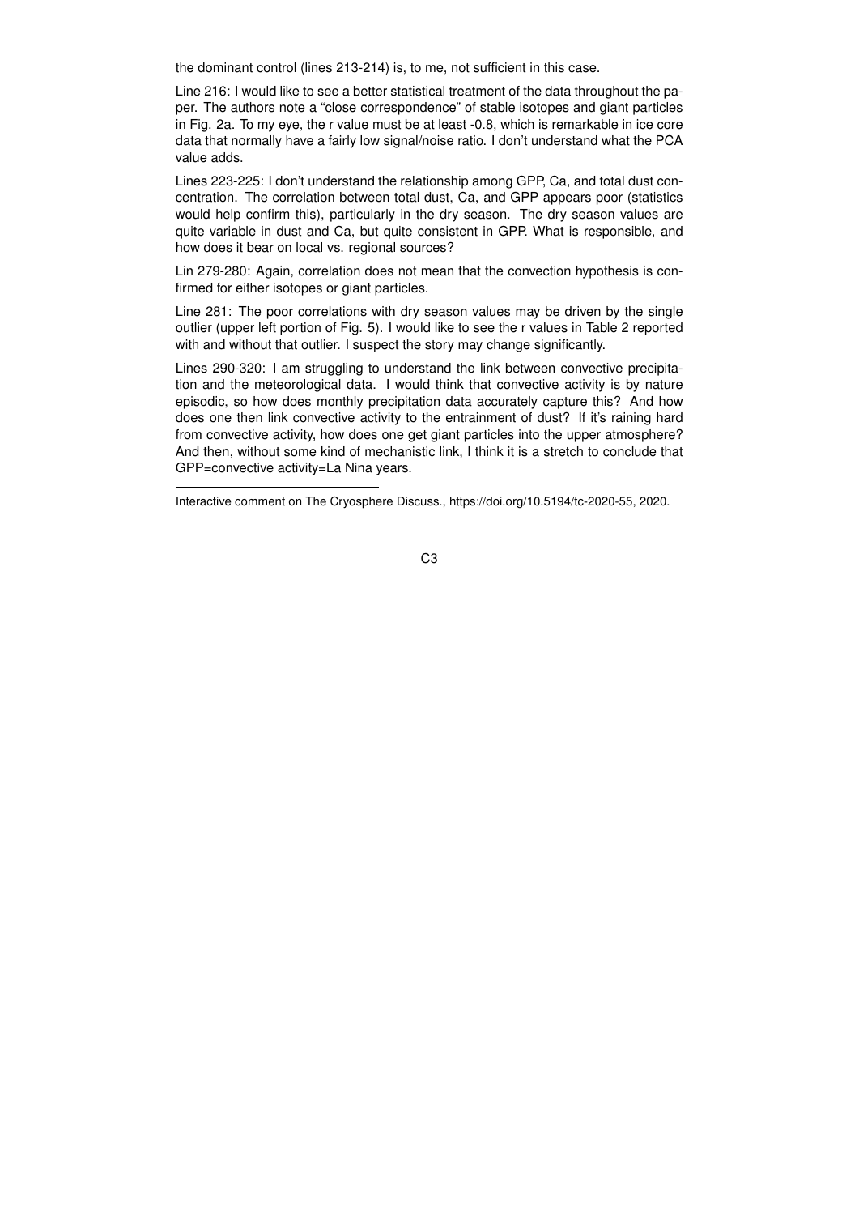the dominant control (lines 213-214) is, to me, not sufficient in this case.

Line 216: I would like to see a better statistical treatment of the data throughout the paper. The authors note a "close correspondence" of stable isotopes and giant particles in Fig. 2a. To my eye, the r value must be at least -0.8, which is remarkable in ice core data that normally have a fairly low signal/noise ratio. I don't understand what the PCA value adds.

Lines 223-225: I don't understand the relationship among GPP, Ca, and total dust concentration. The correlation between total dust, Ca, and GPP appears poor (statistics would help confirm this), particularly in the dry season. The dry season values are quite variable in dust and Ca, but quite consistent in GPP. What is responsible, and how does it bear on local vs. regional sources?

Lin 279-280: Again, correlation does not mean that the convection hypothesis is confirmed for either isotopes or giant particles.

Line 281: The poor correlations with dry season values may be driven by the single outlier (upper left portion of Fig. 5). I would like to see the r values in Table 2 reported with and without that outlier. I suspect the story may change significantly.

Lines 290-320: I am struggling to understand the link between convective precipitation and the meteorological data. I would think that convective activity is by nature episodic, so how does monthly precipitation data accurately capture this? And how does one then link convective activity to the entrainment of dust? If it's raining hard from convective activity, how does one get giant particles into the upper atmosphere? And then, without some kind of mechanistic link, I think it is a stretch to conclude that GPP=convective activity=La Nina years.

Interactive comment on The Cryosphere Discuss., https://doi.org/10.5194/tc-2020-55, 2020.